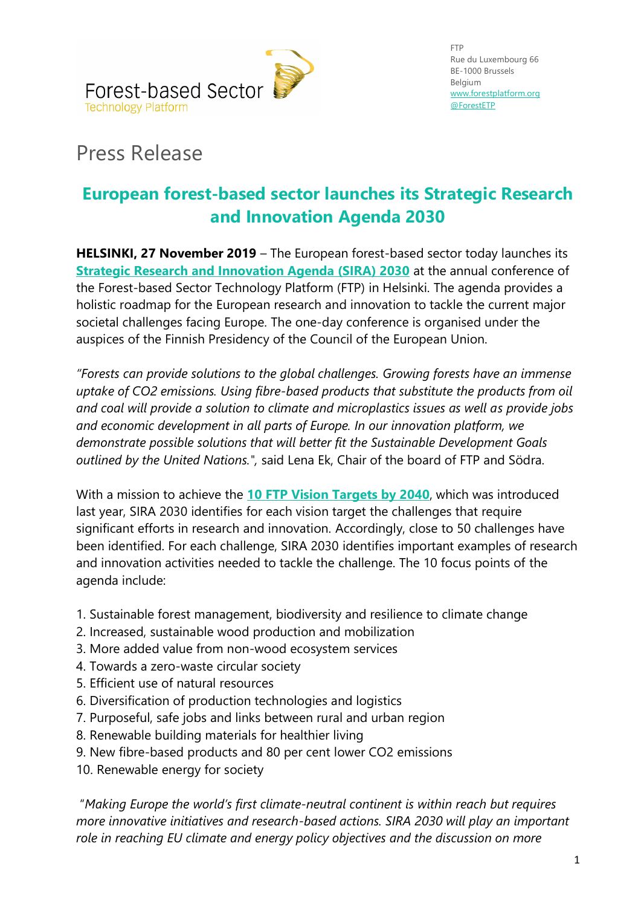Forest-based Sector
Technology Platform

FTP
Rue du Luxembourg 66
BE-1000 Brussels
Belgium
www.forestplatform.org
@ForestETP

# Press Release

## European forest-based sector launches its Strategic Research and Innovation Agenda 2030

**HELSINKI, 27 November 2019** – The European forest-based sector today launches its **Strategic Research and Innovation Agenda (SIRA) 2030** at the annual conference of the Forest-based Sector Technology Platform (FTP) in Helsinki. The agenda provides a holistic roadmap for the European research and innovation to tackle the current major societal challenges facing Europe. The one-day conference is organised under the auspices of the Finnish Presidency of the Council of the European Union.

*"Forests can provide solutions to the global challenges. Growing forests have an immense uptake of CO2 emissions. Using fibre-based products that substitute the products from oil and coal will provide a solution to climate and microplastics issues as well as provide jobs and economic development in all parts of Europe. In our innovation platform, we demonstrate possible solutions that will better fit the Sustainable Development Goals outlined by the United Nations."*, said Lena Ek, Chair of the board of FTP and Södra.

With a mission to achieve the **10 FTP Vision Targets by 2040**, which was introduced last year, SIRA 2030 identifies for each vision target the challenges that require significant efforts in research and innovation. Accordingly, close to 50 challenges have been identified. For each challenge, SIRA 2030 identifies important examples of research and innovation activities needed to tackle the challenge. The 10 focus points of the agenda include:

1. Sustainable forest management, biodiversity and resilience to climate change
2. Increased, sustainable wood production and mobilization
3. More added value from non-wood ecosystem services
4. Towards a zero-waste circular society
5. Efficient use of natural resources
6. Diversification of production technologies and logistics
7. Purposeful, safe jobs and links between rural and urban region
8. Renewable building materials for healthier living
9. New fibre-based products and 80 per cent lower CO2 emissions
10. Renewable energy for society

*"Making Europe the world's first climate-neutral continent is within reach but requires more innovative initiatives and research-based actions. SIRA 2030 will play an important role in reaching EU climate and energy policy objectives and the discussion on more*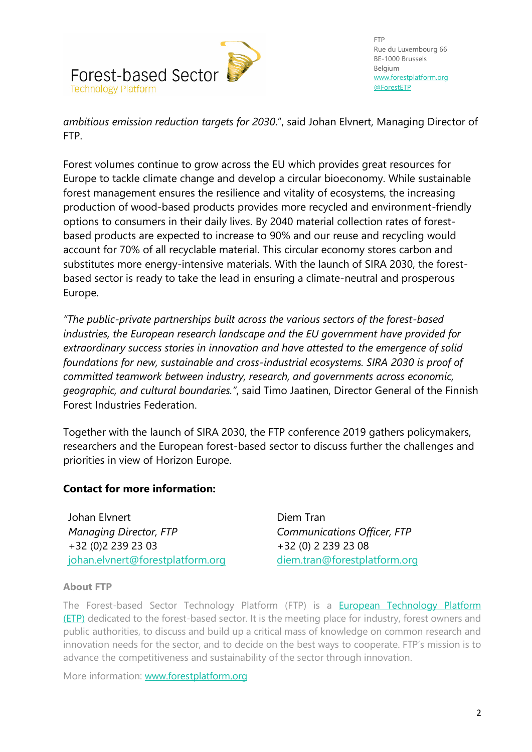*ambitious emission reduction targets for 2030.*", said Johan Elvnert, Managing Director of FTP.

Forest volumes continue to grow across the EU which provides great resources for Europe to tackle climate change and develop a circular bioeconomy. While sustainable forest management ensures the resilience and vitality of ecosystems, the increasing production of wood-based products provides more recycled and environment-friendly options to consumers in their daily lives. By 2040 material collection rates of forest-based products are expected to increase to 90% and our reuse and recycling would account for 70% of all recyclable material. This circular economy stores carbon and substitutes more energy-intensive materials. With the launch of SIRA 2030, the forest-based sector is ready to take the lead in ensuring a climate-neutral and prosperous Europe.

*"The public-private partnerships built across the various sectors of the forest-based industries, the European research landscape and the EU government have provided for extraordinary success stories in innovation and have attested to the emergence of solid foundations for new, sustainable and cross-industrial ecosystems. SIRA 2030 is proof of committed teamwork between industry, research, and governments across economic, geographic, and cultural boundaries."*, said Timo Jaatinen, Director General of the Finnish Forest Industries Federation.

Together with the launch of SIRA 2030, the FTP conference 2019 gathers policymakers, researchers and the European forest-based sector to discuss further the challenges and priorities in view of Horizon Europe.

**Contact for more information:**

Johan Elvnert
*Managing Director, FTP*
+32 (0)2 239 23 03
johan.elvnert@forestplatform.org

Diem Tran
*Communications Officer, FTP*
+32 (0) 2 239 23 08
diem.tran@forestplatform.org

**About FTP**

The Forest-based Sector Technology Platform (FTP) is a European Technology Platform (ETP) dedicated to the forest-based sector. It is the meeting place for industry, forest owners and public authorities, to discuss and build up a critical mass of knowledge on common research and innovation needs for the sector, and to decide on the best ways to cooperate. FTP's mission is to advance the competitiveness and sustainability of the sector through innovation.

More information: www.forestplatform.org